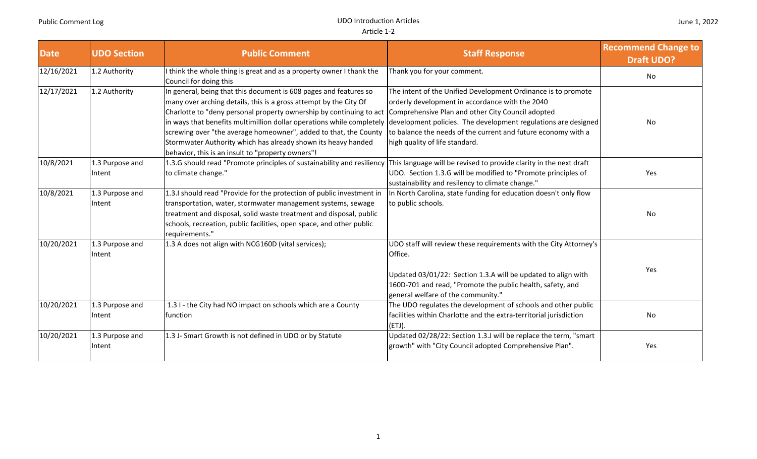| Date | UDO Section | Public Comment | Staff Response | Recommend Change to Draft UDO? |
|---|---|---|---|---|
| 12/16/2021 | 1.2 Authority | I think the whole thing is great and as a property owner I thank the Council for doing this | Thank you for your comment. | No |
| 12/17/2021 | 1.2 Authority | In general, being that this document is 608 pages and features so many over arching details, this is a gross attempt by the City Of Charlotte to "deny personal property ownership by continuing to act in ways that benefits multimillion dollar operations while completely screwing over "the average homeowner", added to that, the County Stormwater Authority which has already shown its heavy handed behavior, this is an insult to "property owners"! | The intent of the Unified Development Ordinance is to promote orderly development in accordance with the 2040 Comprehensive Plan and other City Council adopted development policies. The development regulations are designed to balance the needs of the current and future economy with a high quality of life standard. | No |
| 10/8/2021 | 1.3 Purpose and Intent | 1.3.G should read "Promote principles of sustainability and resiliency to climate change." | This language will be revised to provide clarity in the next draft UDO. Section 1.3.G will be modified to "Promote principles of sustainability and resiliency to climate change." | Yes |
| 10/8/2021 | 1.3 Purpose and Intent | 1.3.I should read "Provide for the protection of public investment in transportation, water, stormwater management systems, sewage treatment and disposal, solid waste treatment and disposal, public schools, recreation, public facilities, open space, and other public requirements." | In North Carolina, state funding for education doesn't only flow to public schools. | No |
| 10/20/2021 | 1.3 Purpose and Intent | 1.3 A does not align with NCG160D (vital services); | UDO staff will review these requirements with the City Attorney's Office.<br><br>Updated 03/01/22: Section 1.3.A will be updated to align with 160D-701 and read, "Promote the public health, safety, and general welfare of the community." | Yes |
| 10/20/2021 | 1.3 Purpose and Intent | 1.3 I - the City had NO impact on schools which are a County function | The UDO regulates the development of schools and other public facilities within Charlotte and the extra-territorial jurisdiction (ETJ). | No |
| 10/20/2021 | 1.3 Purpose and Intent | 1.3 J- Smart Growth is not defined in UDO or by Statute | Updated 02/28/22: Section 1.3.J will be replace the term, "smart growth" with "City Council adopted Comprehensive Plan". | Yes |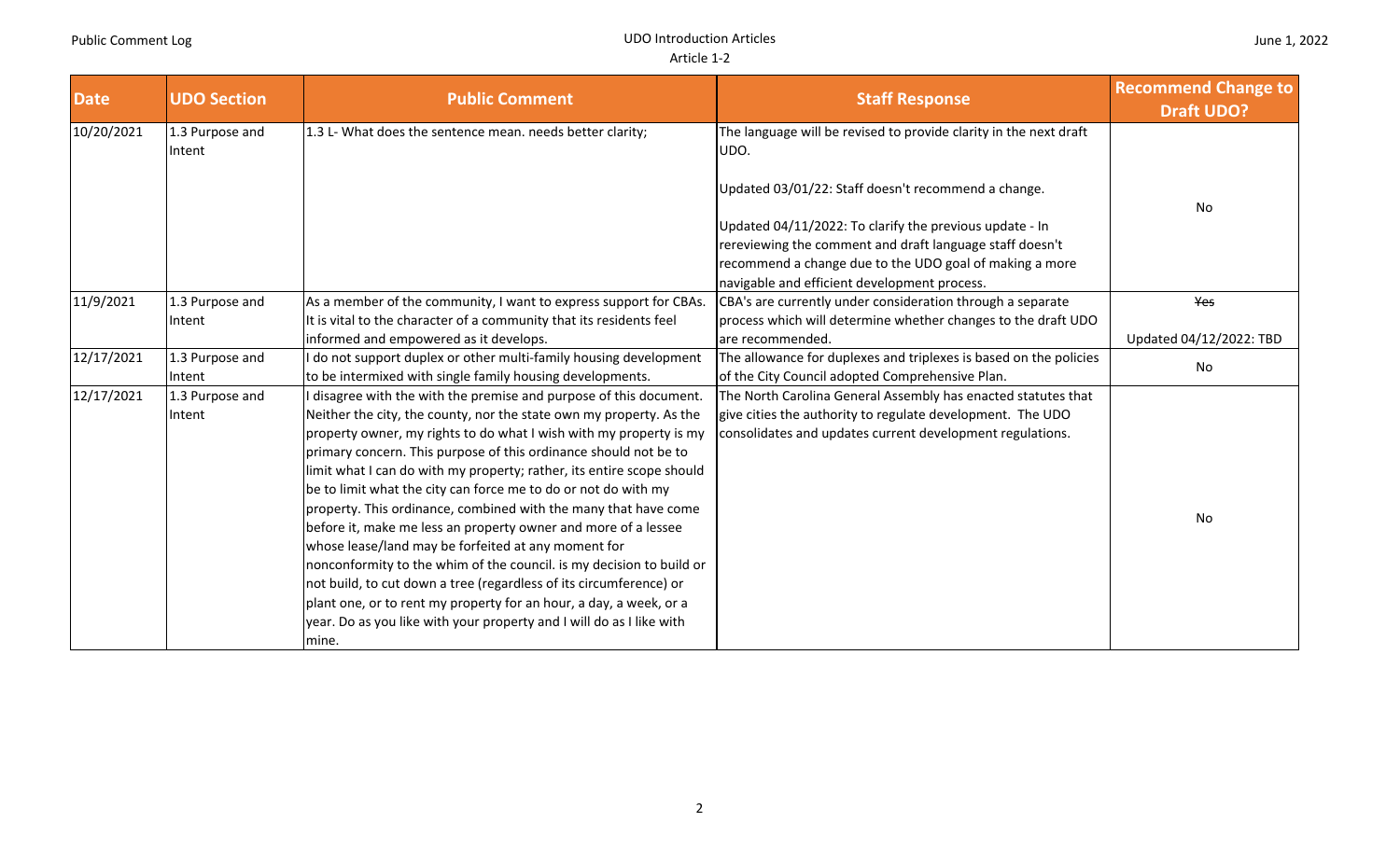| Date | UDO Section | Public Comment | Staff Response | Recommend Change to Draft UDO? |
|---|---|---|---|---|
| 10/20/2021 | 1.3 Purpose and Intent | 1.3 L- What does the sentence mean. needs better clarity; | The language will be revised to provide clarity in the next draft UDO.<br><br>Updated 03/01/22: Staff doesn't recommend a change.<br><br>Updated 04/11/2022: To clarify the previous update - In rereviewing the comment and draft language staff doesn't recommend a change due to the UDO goal of making a more navigable and efficient development process. | No |
| 11/9/2021 | 1.3 Purpose and Intent | As a member of the community, I want to express support for CBAs. It is vital to the character of a community that its residents feel informed and empowered as it develops. | CBA's are currently under consideration through a separate process which will determine whether changes to the draft UDO are recommended. | ~~Yes~~<br><br>Updated 04/12/2022: TBD |
| 12/17/2021 | 1.3 Purpose and Intent | I do not support duplex or other multi-family housing development to be intermixed with single family housing developments. | The allowance for duplexes and triplexes is based on the policies of the City Council adopted Comprehensive Plan. | No |
| 12/17/2021 | 1.3 Purpose and Intent | I disagree with the with the premise and purpose of this document. Neither the city, the county, nor the state own my property. As the property owner, my rights to do what I wish with my property is my primary concern. This purpose of this ordinance should not be to limit what I can do with my property; rather, its entire scope should be to limit what the city can force me to do or not do with my property. This ordinance, combined with the many that have come before it, make me less an property owner and more of a lessee whose lease/land may be forfeited at any moment for nonconformity to the whim of the council. is my decision to build or not build, to cut down a tree (regardless of its circumference) or plant one, or to rent my property for an hour, a day, a week, or a year. Do as you like with your property and I will do as I like with mine. | The North Carolina General Assembly has enacted statutes that give cities the authority to regulate development. The UDO consolidates and updates current development regulations. | No |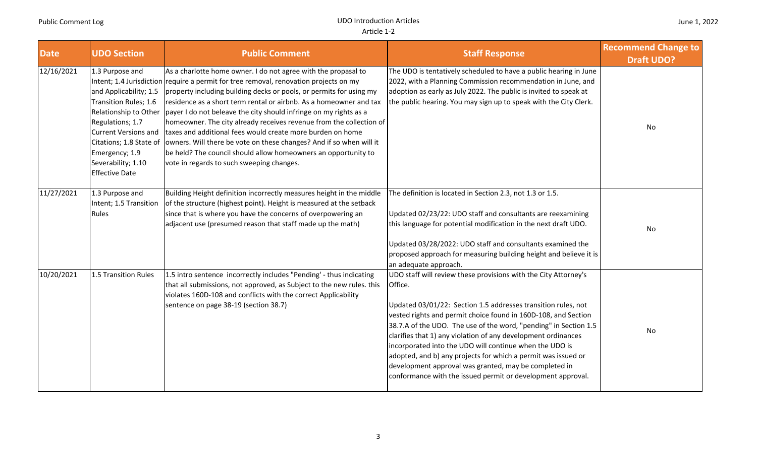| Date | UDO Section | Public Comment | Staff Response | Recommend Change to Draft UDO? |
| --- | --- | --- | --- | --- |
| 12/16/2021 | 1.3 Purpose and Intent; 1.4 Jurisdiction and Applicability; 1.5 Transition Rules; 1.6 Relationship to Other Regulations; 1.7 Current Versions and Citations; 1.8 State of Emergency; 1.9 Severability; 1.10 Effective Date | As a charlotte home owner. I do not agree with the propasal to require a permit for tree removal, renovation projects on my property including building decks or pools, or permits for using my residence as a short term rental or airbnb. As a homeowner and tax payer I do not beleave the city should infringe on my rights as a homeowner. The city already receives revenue from the collection of taxes and additional fees would create more burden on home owners. Will there be vote on these changes? And if so when will it be held? The council should allow homeowners an opportunity to vote in regards to such sweeping changes. | The UDO is tentatively scheduled to have a public hearing in June 2022, with a Planning Commission recommendation in June, and adoption as early as July 2022. The public is invited to speak at the public hearing. You may sign up to speak with the City Clerk. | No |
| 11/27/2021 | 1.3 Purpose and Intent; 1.5 Transition Rules | Building Height definition incorrectly measures height in the middle of the structure (highest point). Height is measured at the setback since that is where you have the concerns of overpowering an adjacent use (presumed reason that staff made up the math) | The definition is located in Section 2.3, not 1.3 or 1.5.<br><br>Updated 02/23/22: UDO staff and consultants are reexamining this language for potential modification in the next draft UDO.<br><br>Updated 03/28/2022: UDO staff and consultants examined the proposed approach for measuring building height and believe it is an adequate approach. | No |
| 10/20/2021 | 1.5 Transition Rules | 1.5 intro sentence incorrectly includes "Pending' - thus indicating that all submissions, not approved, as Subject to the new rules. this violates 160D-108 and conflicts with the correct Applicability sentence on page 38-19 (section 38.7) | UDO staff will review these provisions with the City Attorney's Office.<br><br>Updated 03/01/22: Section 1.5 addresses transition rules, not vested rights and permit choice found in 160D-108, and Section 38.7.A of the UDO. The use of the word, "pending" in Section 1.5 clarifies that 1) any violation of any development ordinances incorporated into the UDO will continue when the UDO is adopted, and b) any projects for which a permit was issued or development approval was granted, may be completed in conformance with the issued permit or development approval. | No |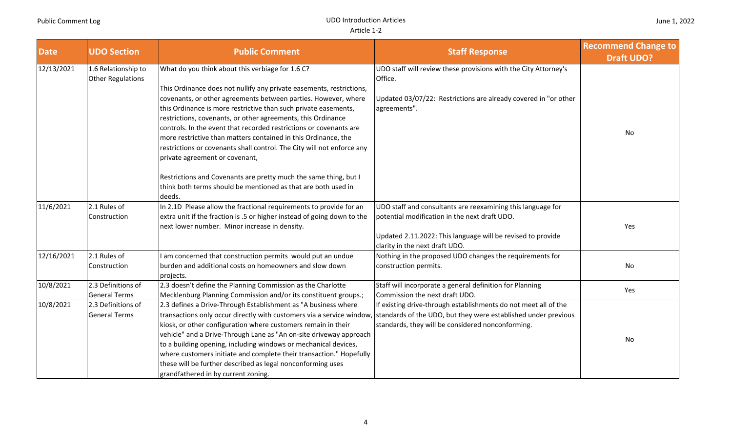| Date | UDO Section | Public Comment | Staff Response | Recommend Change to Draft UDO? |
|---|---|---|---|---|
| 12/13/2021 | 1.6 Relationship to Other Regulations | What do you think about this verbiage for 1.6 C?<br><br>This Ordinance does not nullify any private easements, restrictions, covenants, or other agreements between parties. However, where this Ordinance is more restrictive than such private easements, restrictions, covenants, or other agreements, this Ordinance controls. In the event that recorded restrictions or covenants are more restrictive than matters contained in this Ordinance, the restrictions or covenants shall control. The City will not enforce any private agreement or covenant,<br><br>Restrictions and Covenants are pretty much the same thing, but I think both terms should be mentioned as that are both used in deeds. | UDO staff will review these provisions with the City Attorney's Office.<br><br>Updated 03/07/22: Restrictions are already covered in "or other agreements". | No |
| 11/6/2021 | 2.1 Rules of Construction | In 2.1D Please allow the fractional requirements to provide for an extra unit if the fraction is .5 or higher instead of going down to the next lower number. Minor increase in density. | UDO staff and consultants are reexamining this language for potential modification in the next draft UDO.<br><br>Updated 2.11.2022: This language will be revised to provide clarity in the next draft UDO. | Yes |
| 12/16/2021 | 2.1 Rules of Construction | I am concerned that construction permits would put an undue burden and additional costs on homeowners and slow down projects. | Nothing in the proposed UDO changes the requirements for construction permits. | No |
| 10/8/2021 | 2.3 Definitions of General Terms | 2.3 doesn't define the Planning Commission as the Charlotte Mecklenburg Planning Commission and/or its constituent groups.; | Staff will incorporate a general definition for Planning Commission the next draft UDO. | Yes |
| 10/8/2021 | 2.3 Definitions of General Terms | 2.3 defines a Drive-Through Establishment as "A business where transactions only occur directly with customers via a service window, kiosk, or other configuration where customers remain in their vehicle" and a Drive-Through Lane as "An on-site driveway approach to a building opening, including windows or mechanical devices, where customers initiate and complete their transaction." Hopefully these will be further described as legal nonconforming uses grandfathered in by current zoning. | If existing drive-through establishments do not meet all of the standards of the UDO, but they were established under previous standards, they will be considered nonconforming. | No |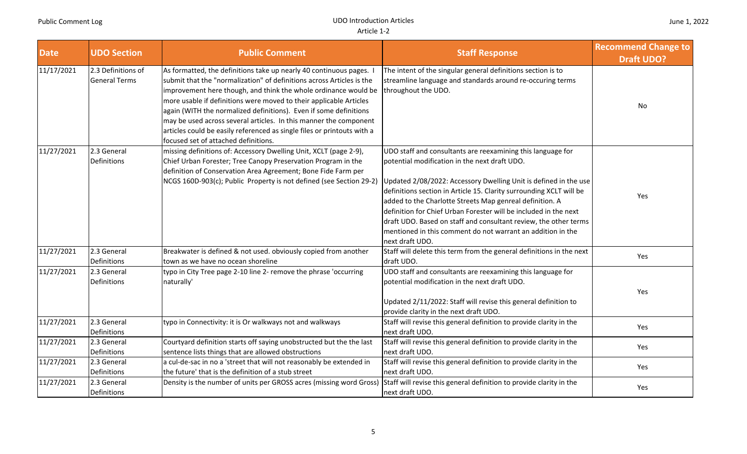| Date | UDO Section | Public Comment | Staff Response | Recommend Change to Draft UDO? |
|---|---|---|---|---|
| 11/17/2021 | 2.3 Definitions of General Terms | As formatted, the definitions take up nearly 40 continuous pages. I submit that the "normalization" of definitions across Articles is the improvement here though, and think the whole ordinance would be more usable if definitions were moved to their applicable Articles again (WITH the normalized definitions). Even if some definitions may be used across several articles. In this manner the component articles could be easily referenced as single files or printouts with a focused set of attached definitions. | The intent of the singular general definitions section is to streamline language and standards around re-occuring terms throughout the UDO. | No |
| 11/27/2021 | 2.3 General Definitions | missing definitions of: Accessory Dwelling Unit, XCLT (page 2-9), Chief Urban Forester; Tree Canopy Preservation Program in the definition of Conservation Area Agreement; Bone Fide Farm per NCGS 160D-903(c); Public Property is not defined (see Section 29-2) | UDO staff and consultants are reexamining this language for potential modification in the next draft UDO.<br><br>Updated 2/08/2022: Accessory Dwelling Unit is defined in the use definitions section in Article 15. Clarity surrounding XCLT will be added to the Charlotte Streets Map genreal definition. A definition for Chief Urban Forester will be included in the next draft UDO. Based on staff and consultant review, the other terms mentioned in this comment do not warrant an addition in the next draft UDO. | Yes |
| 11/27/2021 | 2.3 General Definitions | Breakwater is defined & not used. obviously copied from another town as we have no ocean shoreline | Staff will delete this term from the general definitions in the next draft UDO. | Yes |
| 11/27/2021 | 2.3 General Definitions | typo in City Tree page 2-10 line 2- remove the phrase 'occurring naturally' | UDO staff and consultants are reexamining this language for potential modification in the next draft UDO.<br><br>Updated 2/11/2022: Staff will revise this general definition to provide clarity in the next draft UDO. | Yes |
| 11/27/2021 | 2.3 General Definitions | typo in Connectivity: it is Or walkways not and walkways | Staff will revise this general definition to provide clarity in the next draft UDO. | Yes |
| 11/27/2021 | 2.3 General Definitions | Courtyard definition starts off saying unobstructed but the the last sentence lists things that are allowed obstructions | Staff will revise this general definition to provide clarity in the next draft UDO. | Yes |
| 11/27/2021 | 2.3 General Definitions | a cul-de-sac in no a 'street that will not reasonably be extended in the future' that is the definition of a stub street | Staff will revise this general definition to provide clarity in the next draft UDO. | Yes |
| 11/27/2021 | 2.3 General Definitions | Density is the number of units per GROSS acres (missing word Gross) | Staff will revise this general definition to provide clarity in the next draft UDO. | Yes |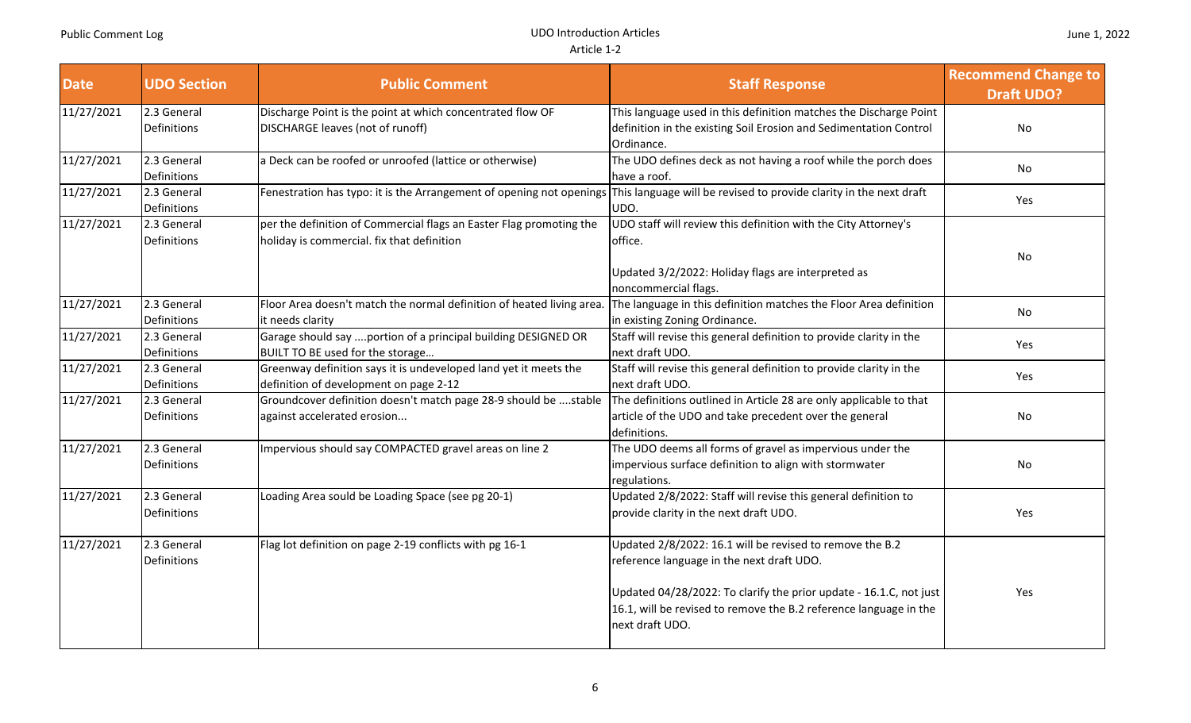| Date | UDO Section | Public Comment | Staff Response | Recommend Change to Draft UDO? |
|---|---|---|---|---|
| 11/27/2021 | 2.3 General Definitions | Discharge Point is the point at which concentrated flow OF DISCHARGE leaves (not of runoff) | This language used in this definition matches the Discharge Point definition in the existing Soil Erosion and Sedimentation Control Ordinance. | No |
| 11/27/2021 | 2.3 General Definitions | a Deck can be roofed or unroofed (lattice or otherwise) | The UDO defines deck as not having a roof while the porch does have a roof. | No |
| 11/27/2021 | 2.3 General Definitions | Fenestration has typo: it is the Arrangement of opening not openings | This language will be revised to provide clarity in the next draft UDO. | Yes |
| 11/27/2021 | 2.3 General Definitions | per the definition of Commercial flags an Easter Flag promoting the holiday is commercial. fix that definition | UDO staff will review this definition with the City Attorney's office.<br><br>Updated 3/2/2022: Holiday flags are interpreted as noncommercial flags. | No |
| 11/27/2021 | 2.3 General Definitions | Floor Area doesn't match the normal definition of heated living area. it needs clarity | The language in this definition matches the Floor Area definition in existing Zoning Ordinance. | No |
| 11/27/2021 | 2.3 General Definitions | Garage should say ....portion of a principal building DESIGNED OR BUILT TO BE used for the storage… | Staff will revise this general definition to provide clarity in the next draft UDO. | Yes |
| 11/27/2021 | 2.3 General Definitions | Greenway definition says it is undeveloped land yet it meets the definition of development on page 2-12 | Staff will revise this general definition to provide clarity in the next draft UDO. | Yes |
| 11/27/2021 | 2.3 General Definitions | Groundcover definition doesn't match page 28-9 should be ....stable against accelerated erosion... | The definitions outlined in Article 28 are only applicable to that article of the UDO and take precedent over the general definitions. | No |
| 11/27/2021 | 2.3 General Definitions | Impervious should say COMPACTED gravel areas on line 2 | The UDO deems all forms of gravel as impervious under the impervious surface definition to align with stormwater regulations. | No |
| 11/27/2021 | 2.3 General Definitions | Loading Area sould be Loading Space (see pg 20-1) | Updated 2/8/2022: Staff will revise this general definition to provide clarity in the next draft UDO. | Yes |
| 11/27/2021 | 2.3 General Definitions | Flag lot definition on page 2-19 conflicts with pg 16-1 | Updated 2/8/2022: 16.1 will be revised to remove the B.2 reference language in the next draft UDO.<br><br>Updated 04/28/2022: To clarify the prior update - 16.1.C, not just 16.1, will be revised to remove the B.2 reference language in the next draft UDO. | Yes |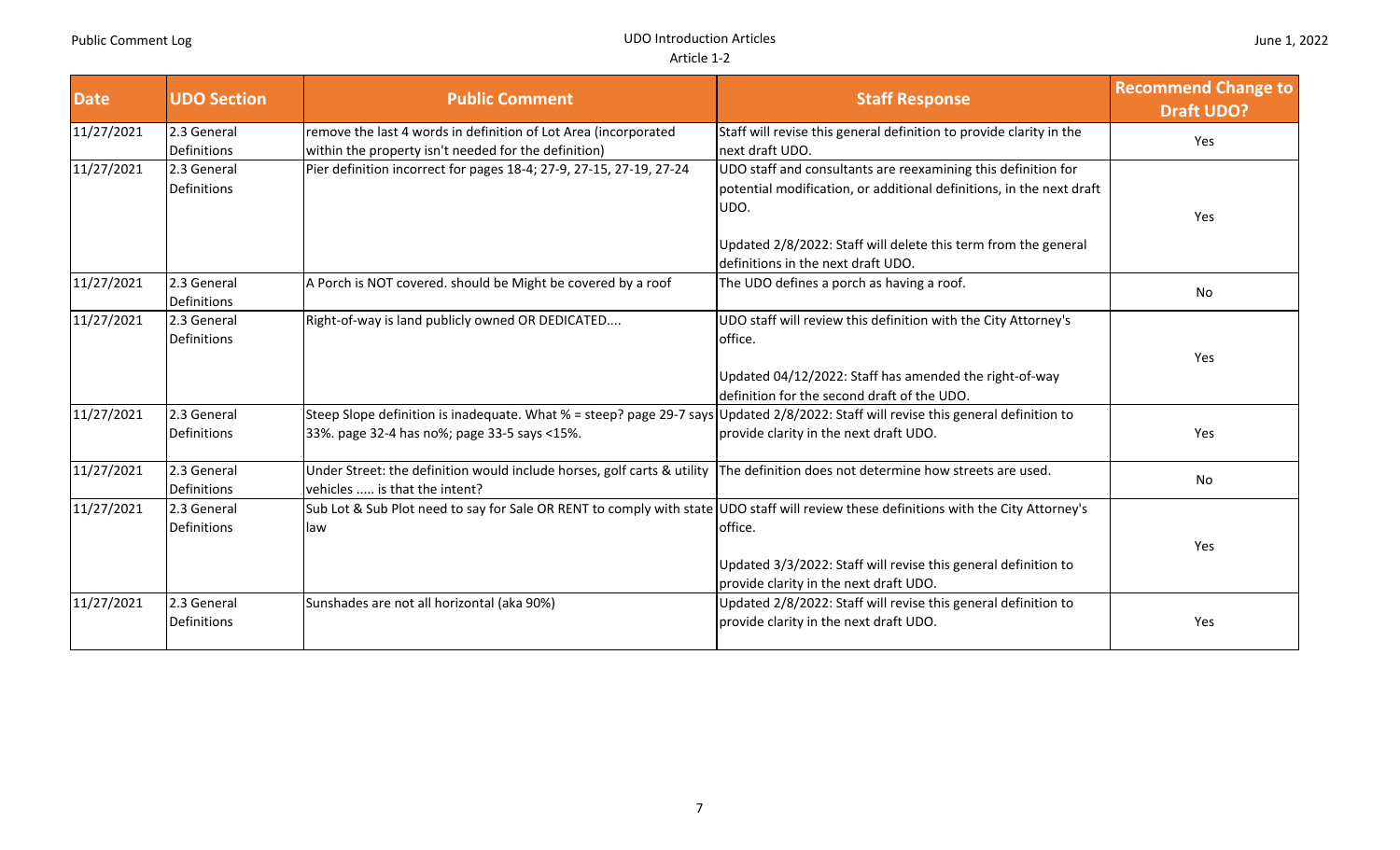| Date | UDO Section | Public Comment | Staff Response | Recommend Change to Draft UDO? |
|---|---|---|---|---|
| 11/27/2021 | 2.3 General Definitions | remove the last 4 words in definition of Lot Area (incorporated within the property isn't needed for the definition) | Staff will revise this general definition to provide clarity in the next draft UDO. | Yes |
| 11/27/2021 | 2.3 General Definitions | Pier definition incorrect for pages 18-4; 27-9, 27-15, 27-19, 27-24 | UDO staff and consultants are reexamining this definition for potential modification, or additional definitions, in the next draft UDO.<br><br>Updated 2/8/2022: Staff will delete this term from the general definitions in the next draft UDO. | Yes |
| 11/27/2021 | 2.3 General Definitions | A Porch is NOT covered. should be Might be covered by a roof | The UDO defines a porch as having a roof. | No |
| 11/27/2021 | 2.3 General Definitions | Right-of-way is land publicly owned OR DEDICATED.... | UDO staff will review this definition with the City Attorney's office.<br><br>Updated 04/12/2022: Staff has amended the right-of-way definition for the second draft of the UDO. | Yes |
| 11/27/2021 | 2.3 General Definitions | Steep Slope definition is inadequate. What % = steep? page 29-7 says 33%. page 32-4 has no%; page 33-5 says <15%. | Updated 2/8/2022: Staff will revise this general definition to provide clarity in the next draft UDO. | Yes |
| 11/27/2021 | 2.3 General Definitions | Under Street: the definition would include horses, golf carts & utility vehicles ..... is that the intent? | The definition does not determine how streets are used. | No |
| 11/27/2021 | 2.3 General Definitions | Sub Lot & Sub Plot need to say for Sale OR RENT to comply with state law | UDO staff will review these definitions with the City Attorney's office.<br><br>Updated 3/3/2022: Staff will revise this general definition to provide clarity in the next draft UDO. | Yes |
| 11/27/2021 | 2.3 General Definitions | Sunshades are not all horizontal (aka 90%) | Updated 2/8/2022: Staff will revise this general definition to provide clarity in the next draft UDO. | Yes |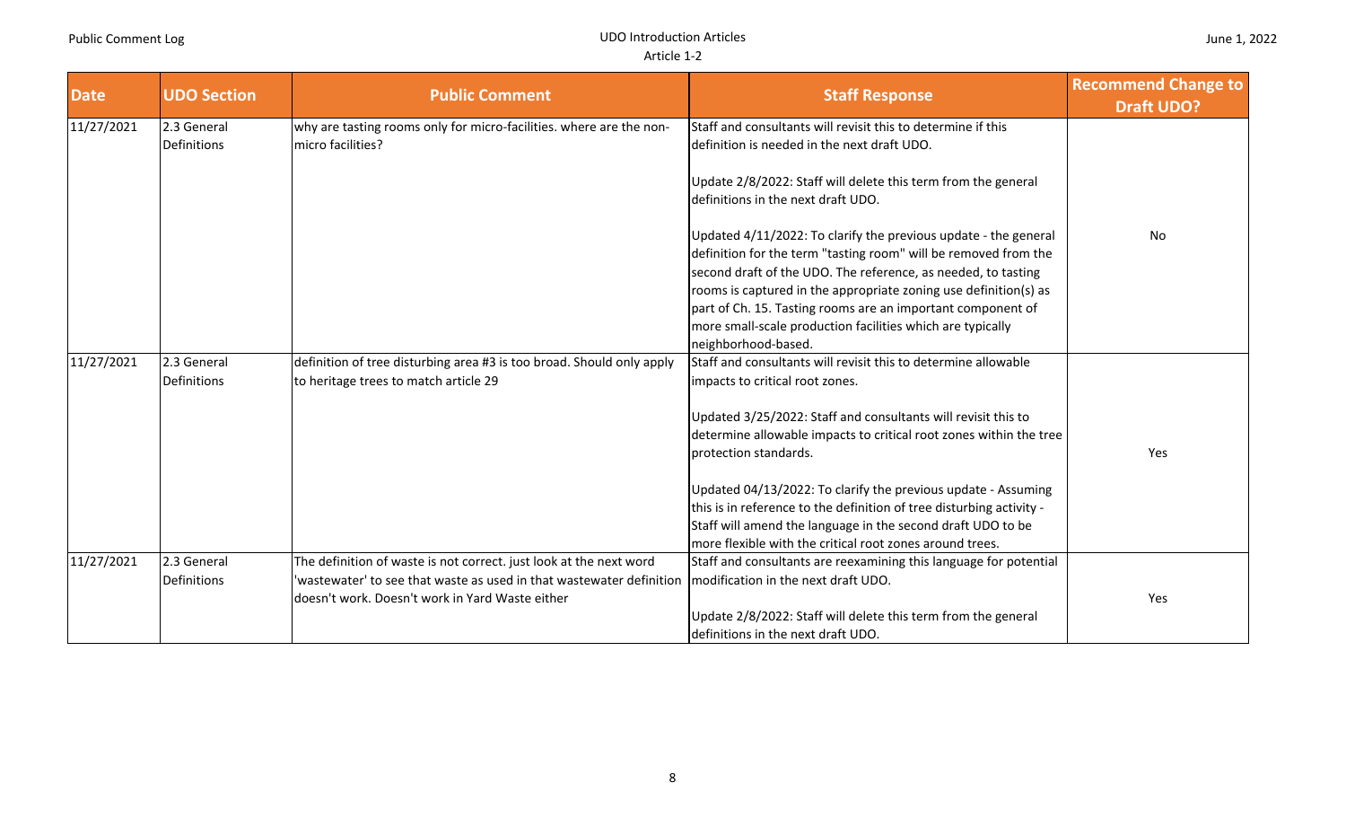| Date | UDO Section | Public Comment | Staff Response | Recommend Change to Draft UDO? |
|---|---|---|---|---|
| 11/27/2021 | 2.3 General Definitions | why are tasting rooms only for micro-facilities. where are the non-micro facilities? | Staff and consultants will revisit this to determine if this definition is needed in the next draft UDO.<br><br>Update 2/8/2022: Staff will delete this term from the general definitions in the next draft UDO.<br><br>Updated 4/11/2022: To clarify the previous update - the general definition for the term "tasting room" will be removed from the second draft of the UDO. The reference, as needed, to tasting rooms is captured in the appropriate zoning use definition(s) as part of Ch. 15. Tasting rooms are an important component of more small-scale production facilities which are typically neighborhood-based. | No |
| 11/27/2021 | 2.3 General Definitions | definition of tree disturbing area #3 is too broad. Should only apply to heritage trees to match article 29 | Staff and consultants will revisit this to determine allowable impacts to critical root zones.<br><br>Updated 3/25/2022: Staff and consultants will revisit this to determine allowable impacts to critical root zones within the tree protection standards.<br><br>Updated 04/13/2022: To clarify the previous update - Assuming this is in reference to the definition of tree disturbing activity - Staff will amend the language in the second draft UDO to be more flexible with the critical root zones around trees. | Yes |
| 11/27/2021 | 2.3 General Definitions | The definition of waste is not correct. just look at the next word 'wastewater' to see that waste as used in that wastewater definition doesn't work. Doesn't work in Yard Waste either | Staff and consultants are reexamining this language for potential modification in the next draft UDO.<br><br>Update 2/8/2022: Staff will delete this term from the general definitions in the next draft UDO. | Yes |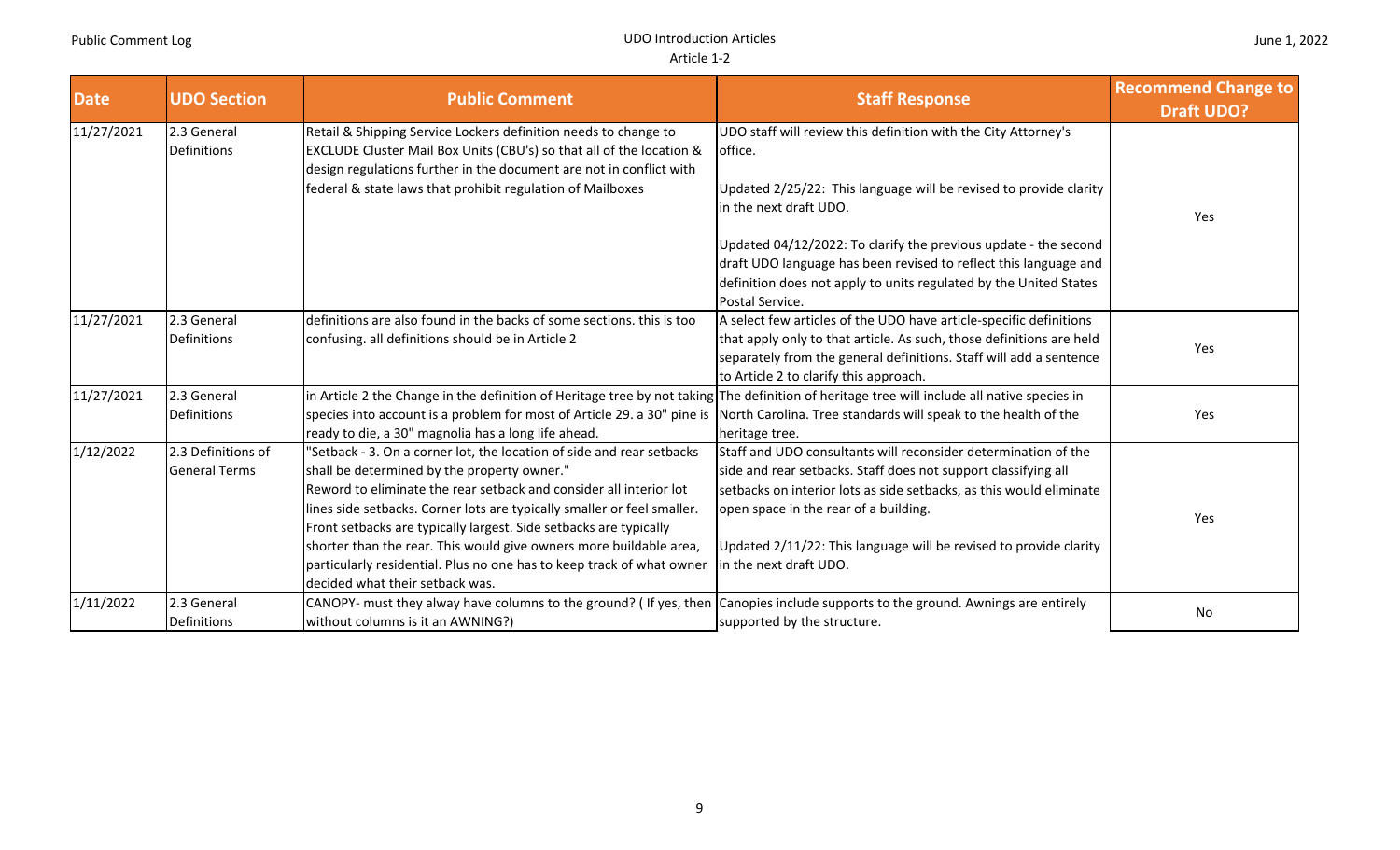| Date | UDO Section | Public Comment | Staff Response | Recommend Change to Draft UDO? |
|---|---|---|---|---|
| 11/27/2021 | 2.3 General Definitions | Retail & Shipping Service Lockers definition needs to change to EXCLUDE Cluster Mail Box Units (CBU's) so that all of the location & design regulations further in the document are not in conflict with federal & state laws that prohibit regulation of Mailboxes | UDO staff will review this definition with the City Attorney's office.<br><br>Updated 2/25/22: This language will be revised to provide clarity in the next draft UDO.<br><br>Updated 04/12/2022: To clarify the previous update - the second draft UDO language has been revised to reflect this language and definition does not apply to units regulated by the United States Postal Service. | Yes |
| 11/27/2021 | 2.3 General Definitions | definitions are also found in the backs of some sections. this is too confusing. all definitions should be in Article 2 | A select few articles of the UDO have article-specific definitions that apply only to that article. As such, those definitions are held separately from the general definitions. Staff will add a sentence to Article 2 to clarify this approach. | Yes |
| 11/27/2021 | 2.3 General Definitions | in Article 2 the Change in the definition of Heritage tree by not taking species into account is a problem for most of Article 29. a 30" pine is ready to die, a 30" magnolia has a long life ahead. | The definition of heritage tree will include all native species in North Carolina. Tree standards will speak to the health of the heritage tree. | Yes |
| 1/12/2022 | 2.3 Definitions of General Terms | "Setback - 3. On a corner lot, the location of side and rear setbacks shall be determined by the property owner."<br>Reword to eliminate the rear setback and consider all interior lot lines side setbacks. Corner lots are typically smaller or feel smaller. Front setbacks are typically largest. Side setbacks are typically shorter than the rear. This would give owners more buildable area, particularly residential. Plus no one has to keep track of what owner decided what their setback was. | Staff and UDO consultants will reconsider determination of the side and rear setbacks. Staff does not support classifying all setbacks on interior lots as side setbacks, as this would eliminate open space in the rear of a building.<br><br>Updated 2/11/22: This language will be revised to provide clarity in the next draft UDO. | Yes |
| 1/11/2022 | 2.3 General Definitions | CANOPY- must they alway have columns to the ground? ( If yes, then without columns is it an AWNING?) | Canopies include supports to the ground. Awnings are entirely supported by the structure. | No |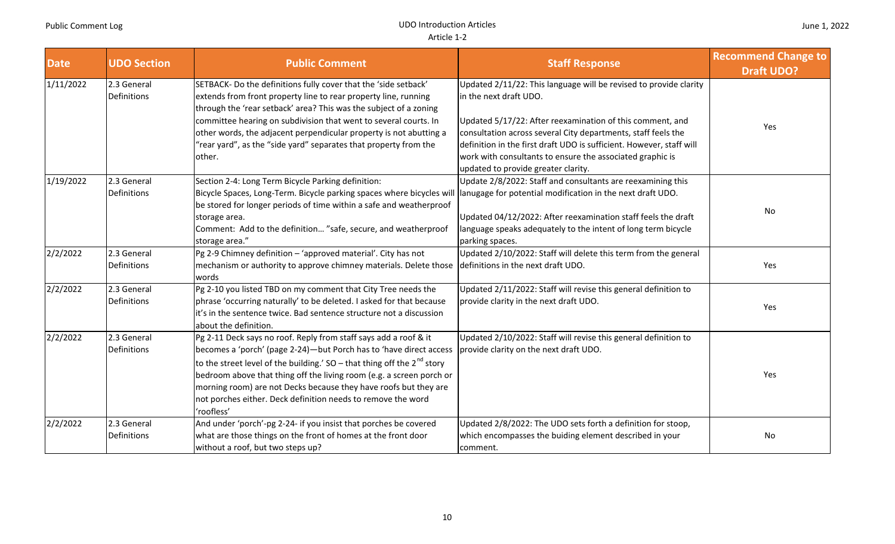| Date | UDO Section | Public Comment | Staff Response | Recommend Change to Draft UDO? |
|---|---|---|---|---|
| 1/11/2022 | 2.3 General Definitions | SETBACK- Do the definitions fully cover that the 'side setback' extends from front property line to rear property line, running through the 'rear setback' area? This was the subject of a zoning committee hearing on subdivision that went to several courts. In other words, the adjacent perpendicular property is not abutting a "rear yard", as the "side yard" separates that property from the other. | Updated 2/11/22: This language will be revised to provide clarity in the next draft UDO.<br><br>Updated 5/17/22: After reexamination of this comment, and consultation across several City departments, staff feels the definition in the first draft UDO is sufficient. However, staff will work with consultants to ensure the associated graphic is updated to provide greater clarity. | Yes |
| 1/19/2022 | 2.3 General Definitions | Section 2-4: Long Term Bicycle Parking definition:<br>Bicycle Spaces, Long-Term. Bicycle parking spaces where bicycles will be stored for longer periods of time within a safe and weatherproof storage area.<br>Comment: Add to the definition… "safe, secure, and weatherproof storage area." | Update 2/8/2022: Staff and consultants are reexamining this lanugage for potential modification in the next draft UDO.<br><br>Updated 04/12/2022: After reexamination staff feels the draft language speaks adequately to the intent of long term bicycle parking spaces. | No |
| 2/2/2022 | 2.3 General Definitions | Pg 2-9 Chimney definition – 'approved material'. City has not mechanism or authority to approve chimney materials. Delete those words | Updated 2/10/2022: Staff will delete this term from the general definitions in the next draft UDO. | Yes |
| 2/2/2022 | 2.3 General Definitions | Pg 2-10 you listed TBD on my comment that City Tree needs the phrase 'occurring naturally' to be deleted. I asked for that because it's in the sentence twice. Bad sentence structure not a discussion about the definition. | Updated 2/11/2022: Staff will revise this general definition to provide clarity in the next draft UDO. | Yes |
| 2/2/2022 | 2.3 General Definitions | Pg 2-11 Deck says no roof. Reply from staff says add a roof & it becomes a 'porch' (page 2-24)—but Porch has to 'have direct access to the street level of the building.' SO – that thing off the 2nd story bedroom above that thing off the living room (e.g. a screen porch or morning room) are not Decks because they have roofs but they are not porches either. Deck definition needs to remove the word 'roofless' | Updated 2/10/2022: Staff will revise this general definition to provide clarity on the next draft UDO. | Yes |
| 2/2/2022 | 2.3 General Definitions | And under 'porch'-pg 2-24- if you insist that porches be covered what are those things on the front of homes at the front door without a roof, but two steps up? | Updated 2/8/2022: The UDO sets forth a definition for stoop, which encompasses the buiding element described in your comment. | No |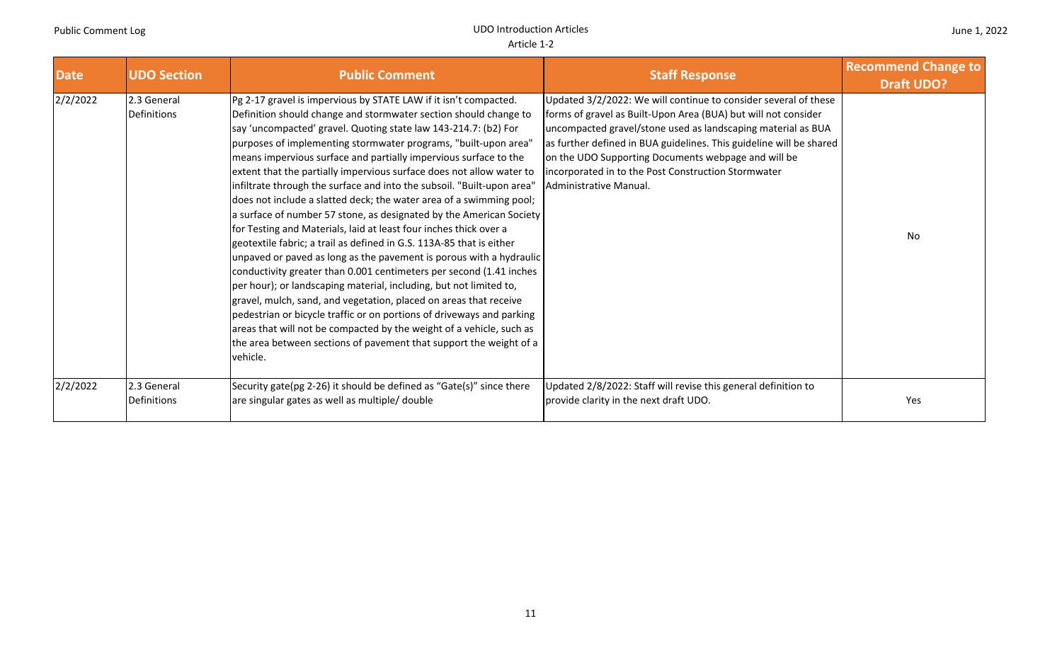| Date | UDO Section | Public Comment | Staff Response | Recommend Change to Draft UDO? |
|---|---|---|---|---|
| 2/2/2022 | 2.3 General Definitions | Pg 2-17 gravel is impervious by STATE LAW if it isn't compacted. Definition should change and stormwater section should change to say 'uncompacted' gravel. Quoting state law 143-214.7: (b2) For purposes of implementing stormwater programs, "built-upon area" means impervious surface and partially impervious surface to the extent that the partially impervious surface does not allow water to infiltrate through the surface and into the subsoil. "Built-upon area" does not include a slatted deck; the water area of a swimming pool; a surface of number 57 stone, as designated by the American Society for Testing and Materials, laid at least four inches thick over a geotextile fabric; a trail as defined in G.S. 113A-85 that is either unpaved or paved as long as the pavement is porous with a hydraulic conductivity greater than 0.001 centimeters per second (1.41 inches per hour); or landscaping material, including, but not limited to, gravel, mulch, sand, and vegetation, placed on areas that receive pedestrian or bicycle traffic or on portions of driveways and parking areas that will not be compacted by the weight of a vehicle, such as the area between sections of pavement that support the weight of a vehicle. | Updated 3/2/2022: We will continue to consider several of these forms of gravel as Built-Upon Area (BUA) but will not consider uncompacted gravel/stone used as landscaping material as BUA as further defined in BUA guidelines. This guideline will be shared on the UDO Supporting Documents webpage and will be incorporated in to the Post Construction Stormwater Administrative Manual. | No |
| 2/2/2022 | 2.3 General Definitions | Security gate(pg 2-26) it should be defined as "Gate(s)" since there are singular gates as well as multiple/ double | Updated 2/8/2022: Staff will revise this general definition to provide clarity in the next draft UDO. | Yes |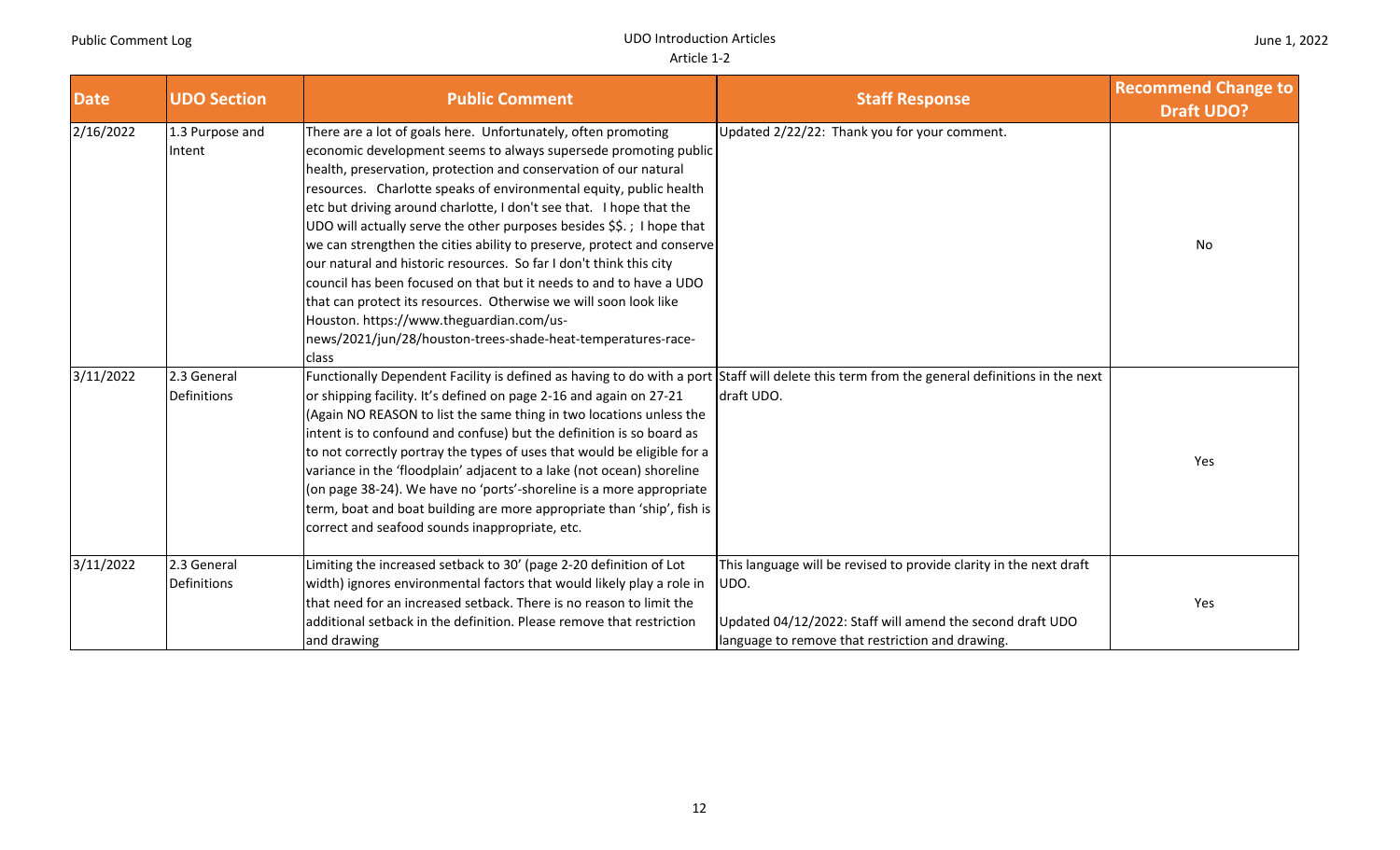| Date | UDO Section | Public Comment | Staff Response | Recommend Change to Draft UDO? |
|---|---|---|---|---|
| 2/16/2022 | 1.3 Purpose and Intent | There are a lot of goals here. Unfortunately, often promoting economic development seems to always supersede promoting public health, preservation, protection and conservation of our natural resources. Charlotte speaks of environmental equity, public health etc but driving around charlotte, I don't see that. I hope that the UDO will actually serve the other purposes besides $$. ; I hope that we can strengthen the cities ability to preserve, protect and conserve our natural and historic resources. So far I don't think this city council has been focused on that but it needs to and to have a UDO that can protect its resources. Otherwise we will soon look like Houston. https://www.theguardian.com/us-news/2021/jun/28/houston-trees-shade-heat-temperatures-race-class | Updated 2/22/22: Thank you for your comment. | No |
| 3/11/2022 | 2.3 General Definitions | Functionally Dependent Facility is defined as having to do with a port or shipping facility. It's defined on page 2-16 and again on 27-21 (Again NO REASON to list the same thing in two locations unless the intent is to confound and confuse) but the definition is so board as to not correctly portray the types of uses that would be eligible for a variance in the 'floodplain' adjacent to a lake (not ocean) shoreline (on page 38-24). We have no 'ports'-shoreline is a more appropriate term, boat and boat building are more appropriate than 'ship', fish is correct and seafood sounds inappropriate, etc. | Staff will delete this term from the general definitions in the next draft UDO. | Yes |
| 3/11/2022 | 2.3 General Definitions | Limiting the increased setback to 30' (page 2-20 definition of Lot width) ignores environmental factors that would likely play a role in that need for an increased setback. There is no reason to limit the additional setback in the definition. Please remove that restriction and drawing | This language will be revised to provide clarity in the next draft UDO.<br><br>Updated 04/12/2022: Staff will amend the second draft UDO language to remove that restriction and drawing. | Yes |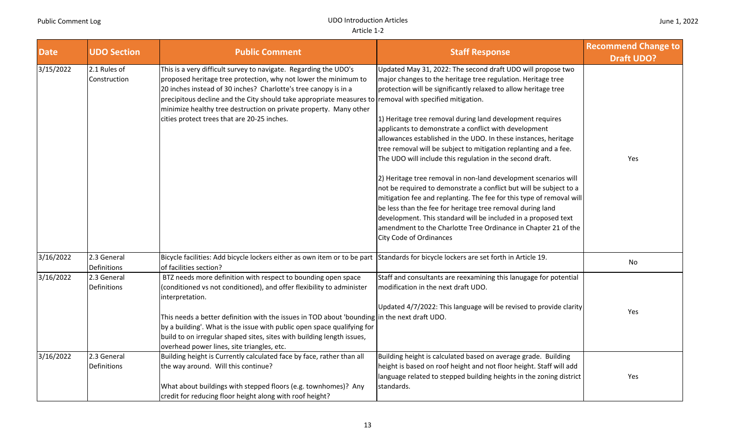| Date | UDO Section | Public Comment | Staff Response | Recommend Change to Draft UDO? |
|---|---|---|---|---|
| 3/15/2022 | 2.1 Rules of Construction | This is a very difficult survey to navigate. Regarding the UDO's proposed heritage tree protection, why not lower the minimum to 20 inches instead of 30 inches? Charlotte's tree canopy is in a precipitous decline and the City should take appropriate measures to minimize healthy tree destruction on private property. Many other cities protect trees that are 20-25 inches. | Updated May 31, 2022: The second draft UDO will propose two major changes to the heritage tree regulation. Heritage tree protection will be significantly relaxed to allow heritage tree removal with specified mitigation.<br><br>1) Heritage tree removal during land development requires applicants to demonstrate a conflict with development allowances established in the UDO. In these instances, heritage tree removal will be subject to mitigation replanting and a fee. The UDO will include this regulation in the second draft.<br><br>2) Heritage tree removal in non-land development scenarios will not be required to demonstrate a conflict but will be subject to a mitigation fee and replanting. The fee for this type of removal will be less than the fee for heritage tree removal during land development. This standard will be included in a proposed text amendment to the Charlotte Tree Ordinance in Chapter 21 of the City Code of Ordinances | Yes |
| 3/16/2022 | 2.3 General Definitions | Bicycle facilities: Add bicycle lockers either as own item or to be part of facilities section? | Standards for bicycle lockers are set forth in Article 19. | No |
| 3/16/2022 | 2.3 General Definitions | BTZ needs more definition with respect to bounding open space (conditioned vs not conditioned), and offer flexibility to administer interpretation.<br><br>This needs a better definition with the issues in TOD about 'bounding by a building'. What is the issue with public open space qualifying for build to on irregular shaped sites, sites with building length issues, overhead power lines, site triangles, etc. | Staff and consultants are reexamining this lanugage for potential modification in the next draft UDO.<br><br>Updated 4/7/2022: This language will be revised to provide clarity in the next draft UDO. | Yes |
| 3/16/2022 | 2.3 General Definitions | Building height is Currently calculated face by face, rather than all the way around. Will this continue?<br><br>What about buildings with stepped floors (e.g. townhomes)? Any credit for reducing floor height along with roof height? | Building height is calculated based on average grade. Building height is based on roof height and not floor height. Staff will add language related to stepped building heights in the zoning district standards. | Yes |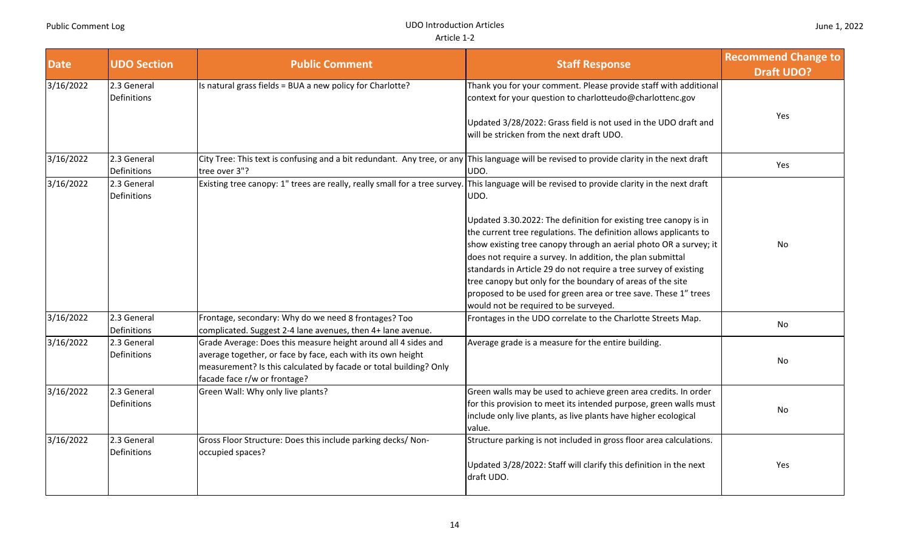| Date | UDO Section | Public Comment | Staff Response | Recommend Change to Draft UDO? |
| --- | --- | --- | --- | --- |
| 3/16/2022 | 2.3 General Definitions | Is natural grass fields = BUA a new policy for Charlotte? | Thank you for your comment. Please provide staff with additional context for your question to charlotteudo@charlottenc.gov<br><br>Updated 3/28/2022: Grass field is not used in the UDO draft and will be stricken from the next draft UDO. | Yes |
| 3/16/2022 | 2.3 General Definitions | City Tree: This text is confusing and a bit redundant. Any tree, or any tree over 3"? | This language will be revised to provide clarity in the next draft UDO. | Yes |
| 3/16/2022 | 2.3 General Definitions | Existing tree canopy: 1" trees are really, really small for a tree survey. | This language will be revised to provide clarity in the next draft UDO.<br><br>Updated 3.30.2022: The definition for existing tree canopy is in the current tree regulations. The definition allows applicants to show existing tree canopy through an aerial photo OR a survey; it does not require a survey. In addition, the plan submittal standards in Article 29 do not require a tree survey of existing tree canopy but only for the boundary of areas of the site proposed to be used for green area or tree save. These 1" trees would not be required to be surveyed. | No |
| 3/16/2022 | 2.3 General Definitions | Frontage, secondary: Why do we need 8 frontages? Too complicated. Suggest 2-4 lane avenues, then 4+ lane avenue. | Frontages in the UDO correlate to the Charlotte Streets Map. | No |
| 3/16/2022 | 2.3 General Definitions | Grade Average: Does this measure height around all 4 sides and average together, or face by face, each with its own height measurement? Is this calculated by facade or total building? Only facade face r/w or frontage? | Average grade is a measure for the entire building. | No |
| 3/16/2022 | 2.3 General Definitions | Green Wall: Why only live plants? | Green walls may be used to achieve green area credits. In order for this provision to meet its intended purpose, green walls must include only live plants, as live plants have higher ecological value. | No |
| 3/16/2022 | 2.3 General Definitions | Gross Floor Structure: Does this include parking decks/ Non-occupied spaces? | Structure parking is not included in gross floor area calculations.<br><br>Updated 3/28/2022: Staff will clarify this definition in the next draft UDO. | Yes |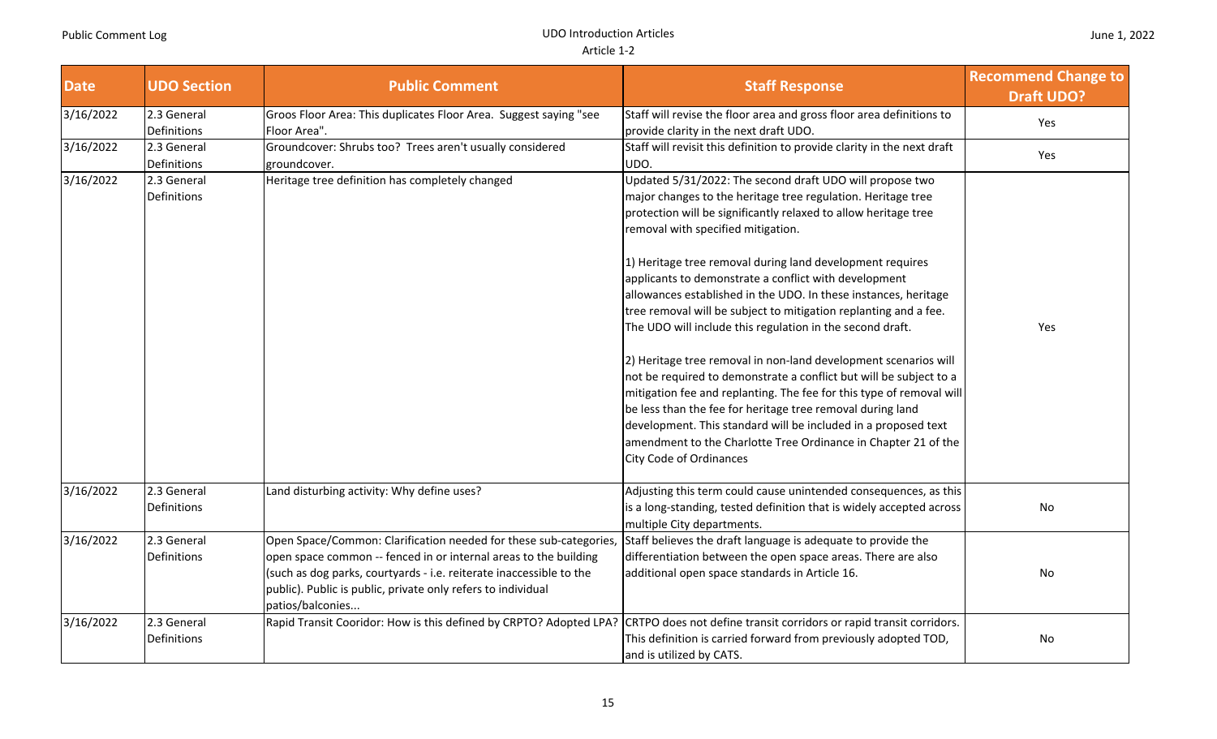| Date | UDO Section | Public Comment | Staff Response | Recommend Change to Draft UDO? |
|---|---|---|---|---|
| 3/16/2022 | 2.3 General Definitions | Groos Floor Area: This duplicates Floor Area. Suggest saying "see Floor Area". | Staff will revise the floor area and gross floor area definitions to provide clarity in the next draft UDO. | Yes |
| 3/16/2022 | 2.3 General Definitions | Groundcover: Shrubs too? Trees aren't usually considered groundcover. | Staff will revisit this definition to provide clarity in the next draft UDO. | Yes |
| 3/16/2022 | 2.3 General Definitions | Heritage tree definition has completely changed | Updated 5/31/2022: The second draft UDO will propose two major changes to the heritage tree regulation. Heritage tree protection will be significantly relaxed to allow heritage tree removal with specified mitigation.<br><br>1) Heritage tree removal during land development requires applicants to demonstrate a conflict with development allowances established in the UDO. In these instances, heritage tree removal will be subject to mitigation replanting and a fee. The UDO will include this regulation in the second draft.<br><br>2) Heritage tree removal in non-land development scenarios will not be required to demonstrate a conflict but will be subject to a mitigation fee and replanting. The fee for this type of removal will be less than the fee for heritage tree removal during land development. This standard will be included in a proposed text amendment to the Charlotte Tree Ordinance in Chapter 21 of the City Code of Ordinances | Yes |
| 3/16/2022 | 2.3 General Definitions | Land disturbing activity: Why define uses? | Adjusting this term could cause unintended consequences, as this is a long-standing, tested definition that is widely accepted across multiple City departments. | No |
| 3/16/2022 | 2.3 General Definitions | Open Space/Common: Clarification needed for these sub-categories, open space common -- fenced in or internal areas to the building (such as dog parks, courtyards - i.e. reiterate inaccessible to the public). Public is public, private only refers to individual patios/balconies... | Staff believes the draft language is adequate to provide the differentiation between the open space areas. There are also additional open space standards in Article 16. | No |
| 3/16/2022 | 2.3 General Definitions | Rapid Transit Cooridor: How is this defined by CRPTO? Adopted LPA? | CRTPO does not define transit corridors or rapid transit corridors. This definition is carried forward from previously adopted TOD, and is utilized by CATS. | No |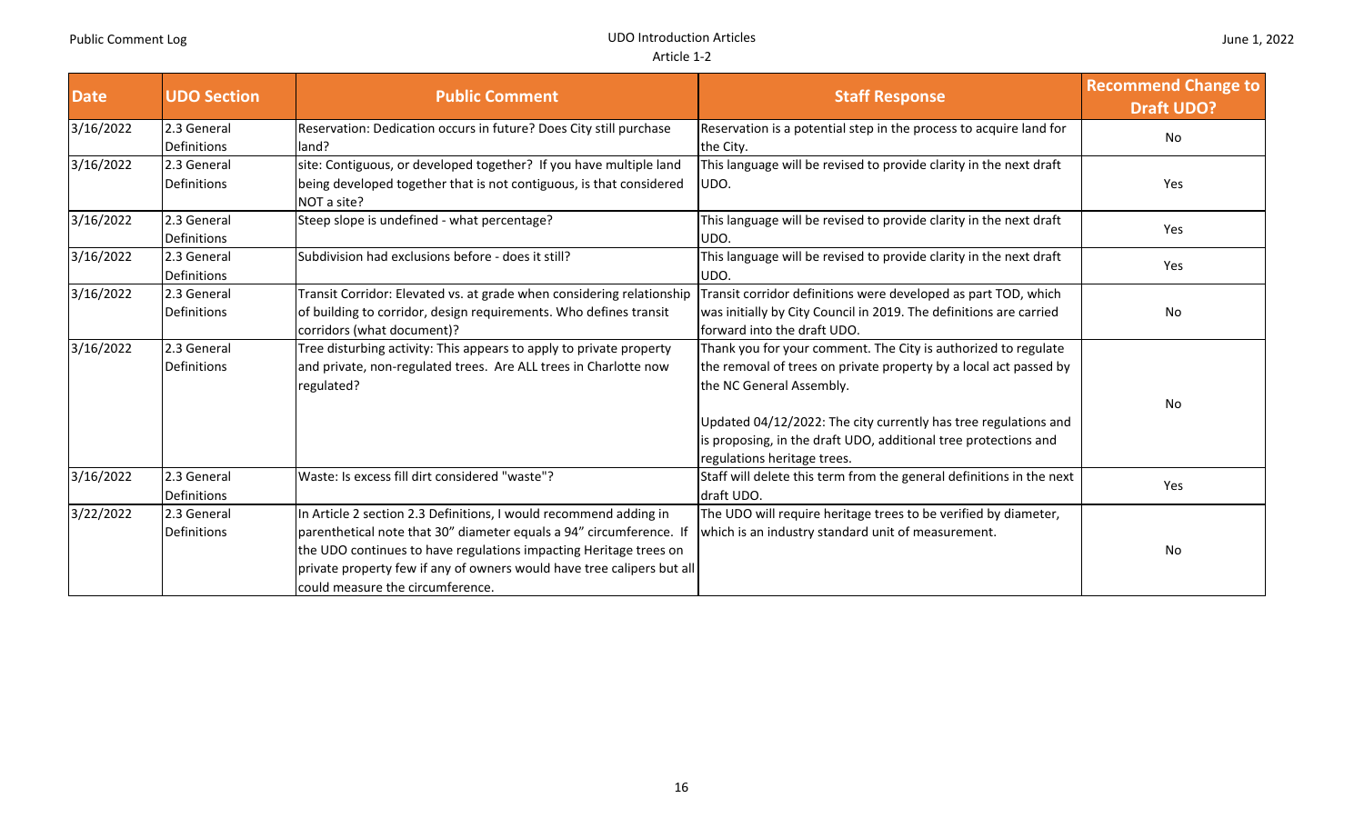| Date | UDO Section | Public Comment | Staff Response | Recommend Change to Draft UDO? |
|---|---|---|---|---|
| 3/16/2022 | 2.3 General Definitions | Reservation: Dedication occurs in future? Does City still purchase land? | Reservation is a potential step in the process to acquire land for the City. | No |
| 3/16/2022 | 2.3 General Definitions | site: Contiguous, or developed together? If you have multiple land being developed together that is not contiguous, is that considered NOT a site? | This language will be revised to provide clarity in the next draft UDO. | Yes |
| 3/16/2022 | 2.3 General Definitions | Steep slope is undefined - what percentage? | This language will be revised to provide clarity in the next draft UDO. | Yes |
| 3/16/2022 | 2.3 General Definitions | Subdivision had exclusions before - does it still? | This language will be revised to provide clarity in the next draft UDO. | Yes |
| 3/16/2022 | 2.3 General Definitions | Transit Corridor: Elevated vs. at grade when considering relationship of building to corridor, design requirements. Who defines transit corridors (what document)? | Transit corridor definitions were developed as part TOD, which was initially by City Council in 2019. The definitions are carried forward into the draft UDO. | No |
| 3/16/2022 | 2.3 General Definitions | Tree disturbing activity: This appears to apply to private property and private, non-regulated trees. Are ALL trees in Charlotte now regulated? | Thank you for your comment. The City is authorized to regulate the removal of trees on private property by a local act passed by the NC General Assembly.<br><br>Updated 04/12/2022: The city currently has tree regulations and is proposing, in the draft UDO, additional tree protections and regulations heritage trees. | No |
| 3/16/2022 | 2.3 General Definitions | Waste: Is excess fill dirt considered "waste"? | Staff will delete this term from the general definitions in the next draft UDO. | Yes |
| 3/22/2022 | 2.3 General Definitions | In Article 2 section 2.3 Definitions, I would recommend adding in parenthetical note that 30" diameter equals a 94" circumference. If the UDO continues to have regulations impacting Heritage trees on private property few if any of owners would have tree calipers but all could measure the circumference. | The UDO will require heritage trees to be verified by diameter, which is an industry standard unit of measurement. | No |